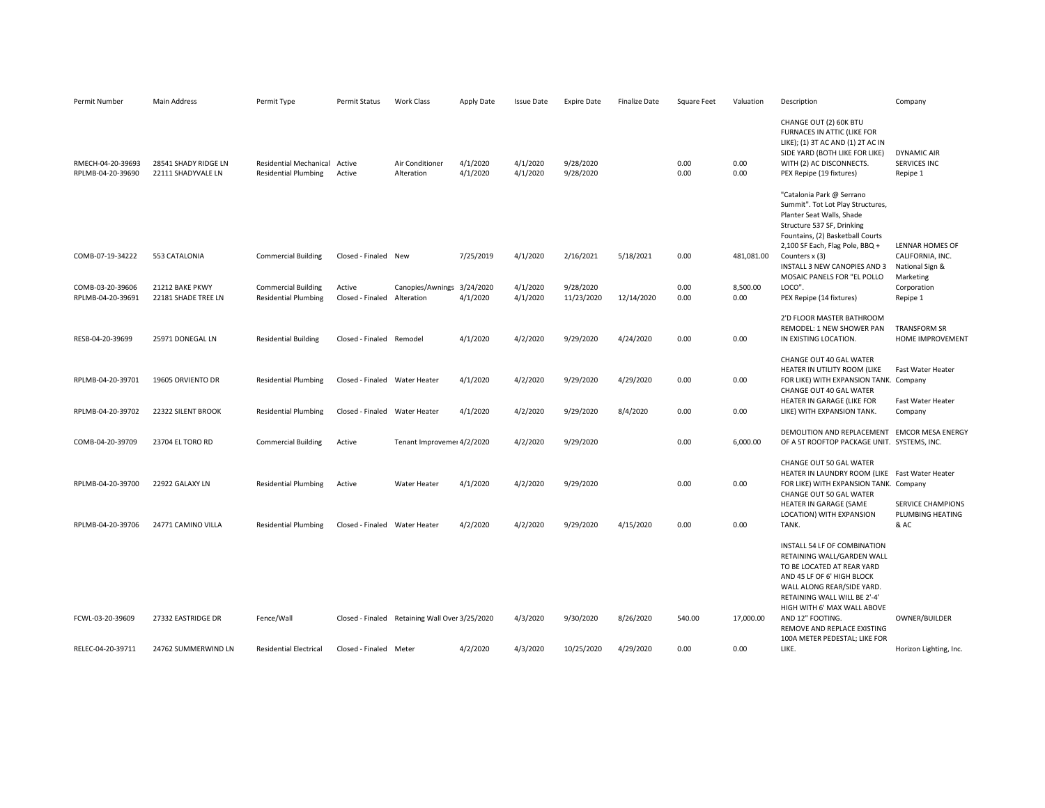| Permit Number | Main Address | Permit Type | Permit Status | Work Class | Apply Date | Issue Date | Expire Date | Finalize Date | Square Feet | Valuation | Description | Company |
|---|---|---|---|---|---|---|---|---|---|---|---|---|
| RMECH-04-20-39693 | 28541 SHADY RIDGE LN | Residential Mechanical | Active | Air Conditioner | 4/1/2020 | 4/1/2020 | 9/28/2020 | | 0.00 | 0.00 | CHANGE OUT (2) 60K BTU FURNACES IN ATTIC (LIKE FOR LIKE); (1) 3T AC AND (1) 2T AC IN SIDE YARD (BOTH LIKE FOR LIKE) WITH (2) AC DISCONNECTS. | DYNAMIC AIR SERVICES INC |
| RPLMB-04-20-39690 | 22111 SHADYVALE LN | Residential Plumbing | Active | Alteration | 4/1/2020 | 4/1/2020 | 9/28/2020 | | 0.00 | 0.00 | PEX Repipe (19 fixtures) | Repipe 1 |
| COMB-07-19-34222 | 553 CATALONIA | Commercial Building | Closed - Finaled | New | 7/25/2019 | 4/1/2020 | 2/16/2021 | 5/18/2021 | 0.00 | 481,081.00 | "Catalonia Park @ Serrano Summit". Tot Lot Play Structures, Planter Seat Walls, Shade Structure 537 SF, Drinking Fountains, (2) Basketball Courts 2,100 SF Each, Flag Pole, BBQ + Counters x (3) | LENNAR HOMES OF CALIFORNIA, INC. |
| COMB-03-20-39606 | 21212 BAKE PKWY | Commercial Building | Active | Canopies/Awnings | 3/24/2020 | 4/1/2020 | 9/28/2020 | | 0.00 | 8,500.00 | INSTALL 3 NEW CANOPIES AND 3 MOSAIC PANELS FOR "EL POLLO LOCO". | National Sign & Marketing Corporation |
| RPLMB-04-20-39691 | 22181 SHADE TREE LN | Residential Plumbing | Closed - Finaled | Alteration | 4/1/2020 | 4/1/2020 | 11/23/2020 | 12/14/2020 | 0.00 | 0.00 | PEX Repipe (14 fixtures) | Repipe 1 |
| RESB-04-20-39699 | 25971 DONEGAL LN | Residential Building | Closed - Finaled | Remodel | 4/1/2020 | 4/2/2020 | 9/29/2020 | 4/24/2020 | 0.00 | 0.00 | 2'D FLOOR MASTER BATHROOM REMODEL: 1 NEW SHOWER PAN IN EXISTING LOCATION. | TRANSFORM SR HOME IMPROVEMENT |
| RPLMB-04-20-39701 | 19605 ORVIENTO DR | Residential Plumbing | Closed - Finaled | Water Heater | 4/1/2020 | 4/2/2020 | 9/29/2020 | 4/29/2020 | 0.00 | 0.00 | CHANGE OUT 40 GAL WATER HEATER IN UTILITY ROOM (LIKE FOR LIKE) WITH EXPANSION TANK. | Fast Water Heater Company |
| RPLMB-04-20-39702 | 22322 SILENT BROOK | Residential Plumbing | Closed - Finaled | Water Heater | 4/1/2020 | 4/2/2020 | 9/29/2020 | 8/4/2020 | 0.00 | 0.00 | CHANGE OUT 40 GAL WATER HEATER IN GARAGE (LIKE FOR LIKE) WITH EXPANSION TANK. | Fast Water Heater Company |
| COMB-04-20-39709 | 23704 EL TORO RD | Commercial Building | Active | Tenant Improvemer | 4/2/2020 | 4/2/2020 | 9/29/2020 | | 0.00 | 6,000.00 | DEMOLITION AND REPLACEMENT OF A 5T ROOFTOP PACKAGE UNIT. | EMCOR MESA ENERGY SYSTEMS, INC. |
| RPLMB-04-20-39700 | 22922 GALAXY LN | Residential Plumbing | Active | Water Heater | 4/1/2020 | 4/2/2020 | 9/29/2020 | | 0.00 | 0.00 | CHANGE OUT 50 GAL WATER HEATER IN LAUNDRY ROOM (LIKE FOR LIKE) WITH EXPANSION TANK. | Fast Water Heater Company |
| RPLMB-04-20-39706 | 24771 CAMINO VILLA | Residential Plumbing | Closed - Finaled | Water Heater | 4/2/2020 | 4/2/2020 | 9/29/2020 | 4/15/2020 | 0.00 | 0.00 | CHANGE OUT 50 GAL WATER HEATER IN GARAGE (SAME LOCATION) WITH EXPANSION TANK. | SERVICE CHAMPIONS PLUMBING HEATING & AC |
| FCWL-03-20-39609 | 27332 EASTRIDGE DR | Fence/Wall | Closed - Finaled | Retaining Wall Over | 3/25/2020 | 4/3/2020 | 9/30/2020 | 8/26/2020 | 540.00 | 17,000.00 | INSTALL 54 LF OF COMBINATION RETAINING WALL/GARDEN WALL TO BE LOCATED AT REAR YARD AND 45 LF OF 6' HIGH BLOCK WALL ALONG REAR/SIDE YARD. RETAINING WALL WILL BE 2'-4' HIGH WITH 6' MAX WALL ABOVE AND 12" FOOTING. | OWNER/BUILDER |
| RELEC-04-20-39711 | 24762 SUMMERWIND LN | Residential Electrical | Closed - Finaled | Meter | 4/2/2020 | 4/3/2020 | 10/25/2020 | 4/29/2020 | 0.00 | 0.00 | REMOVE AND REPLACE EXISTING 100A METER PEDESTAL; LIKE FOR LIKE. | Horizon Lighting, Inc. |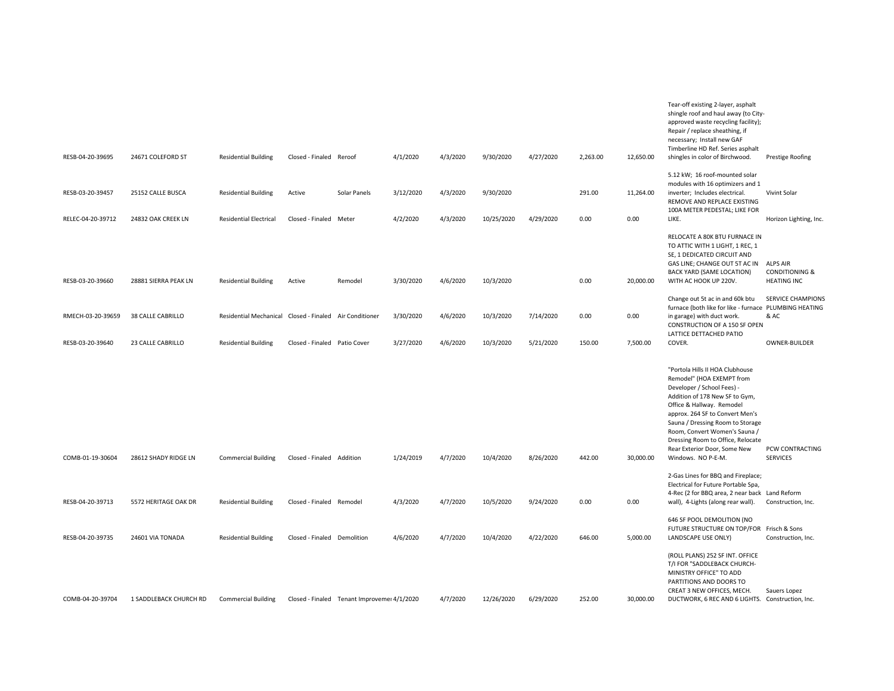| | | | | | | | | | | | | |
|---|---|---|---|---|---|---|---|---|---|---|---|---|
| RESB-04-20-39695 | 24671 COLEFORD ST | Residential Building | Closed - Finaled | Reroof | 4/1/2020 | 4/3/2020 | 9/30/2020 | 4/27/2020 | 2,263.00 | 12,650.00 | Tear-off existing 2-layer, asphalt shingle roof and haul away (to City-approved waste recycling facility); Repair / replace sheathing, if necessary; Install new GAF Timberline HD Ref. Series asphalt shingles in color of Birchwood. | Prestige Roofing |
| RESB-03-20-39457 | 25152 CALLE BUSCA | Residential Building | Active | Solar Panels | 3/12/2020 | 4/3/2020 | 9/30/2020 | | 291.00 | 11,264.00 | 5.12 kW; 16 roof-mounted solar modules with 16 optimizers and 1 inverter; Includes electrical. | Vivint Solar |
| RELEC-04-20-39712 | 24832 OAK CREEK LN | Residential Electrical | Closed - Finaled | Meter | 4/2/2020 | 4/3/2020 | 10/25/2020 | 4/29/2020 | 0.00 | 0.00 | REMOVE AND REPLACE EXISTING 100A METER PEDESTAL; LIKE FOR LIKE. | Horizon Lighting, Inc. |
| RESB-03-20-39660 | 28881 SIERRA PEAK LN | Residential Building | Active | Remodel | 3/30/2020 | 4/6/2020 | 10/3/2020 | | 0.00 | 20,000.00 | RELOCATE A 80K BTU FURNACE IN TO ATTIC WITH 1 LIGHT, 1 REC, 1 SE, 1 DEDICATED CIRCUIT AND GAS LINE; CHANGE OUT 5T AC IN BACK YARD (SAME LOCATION) WITH AC HOOK UP 220V. | ALPS AIR CONDITIONING & HEATING INC |
| RMECH-03-20-39659 | 38 CALLE CABRILLO | Residential Mechanical | Closed - Finaled | Air Conditioner | 3/30/2020 | 4/6/2020 | 10/3/2020 | 7/14/2020 | 0.00 | 0.00 | Change out 5t ac in and 60k btu furnace (both like for like - furnace in garage) with duct work. | SERVICE CHAMPIONS PLUMBING HEATING & AC |
| RESB-03-20-39640 | 23 CALLE CABRILLO | Residential Building | Closed - Finaled | Patio Cover | 3/27/2020 | 4/6/2020 | 10/3/2020 | 5/21/2020 | 150.00 | 7,500.00 | CONSTRUCTION OF A 150 SF OPEN LATTICE DETACHED PATIO COVER. | OWNER-BUILDER |
| COMB-01-19-30604 | 28612 SHADY RIDGE LN | Commercial Building | Closed - Finaled | Addition | 1/24/2019 | 4/7/2020 | 10/4/2020 | 8/26/2020 | 442.00 | 30,000.00 | "Portola Hills II HOA Clubhouse Remodel" (HOA EXEMPT from Developer / School Fees) - Addition of 178 New SF to Gym, Office & Hallway. Remodel approx. 264 SF to Convert Men's Sauna / Dressing Room to Storage Room, Convert Women's Sauna / Dressing Room to Office, Relocate Rear Exterior Door, Some New Windows. NO P-E-M. | PCW CONTRACTING SERVICES |
| RESB-04-20-39713 | 5572 HERITAGE OAK DR | Residential Building | Closed - Finaled | Remodel | 4/3/2020 | 4/7/2020 | 10/5/2020 | 9/24/2020 | 0.00 | 0.00 | 2-Gas Lines for BBQ and Fireplace; Electrical for Future Portable Spa, 4-Rec (2 for BBQ area, 2 near back wall), 4-Lights (along rear wall). | Land Reform Construction, Inc. |
| RESB-04-20-39735 | 24601 VIA TONADA | Residential Building | Closed - Finaled | Demolition | 4/6/2020 | 4/7/2020 | 10/4/2020 | 4/22/2020 | 646.00 | 5,000.00 | 646 SF POOL DEMOLITION (NO FUTURE STRUCTURE ON TOP/FOR LANDSCAPE USE ONLY) | Frisch & Sons Construction, Inc. |
| COMB-04-20-39704 | 1 SADDLEBACK CHURCH RD | Commercial Building | Closed - Finaled | Tenant Improvemei | 4/1/2020 | 4/7/2020 | 12/26/2020 | 6/29/2020 | 252.00 | 30,000.00 | (ROLL PLANS) 252 SF INT. OFFICE T/I FOR "SADDLEBACK CHURCH-MINISTRY OFFICE" TO ADD PARTITIONS AND DOORS TO CREAT 3 NEW OFFICES, MECH. DUCTWORK, 6 REC AND 6 LIGHTS. | Sauers Lopez Construction, Inc. |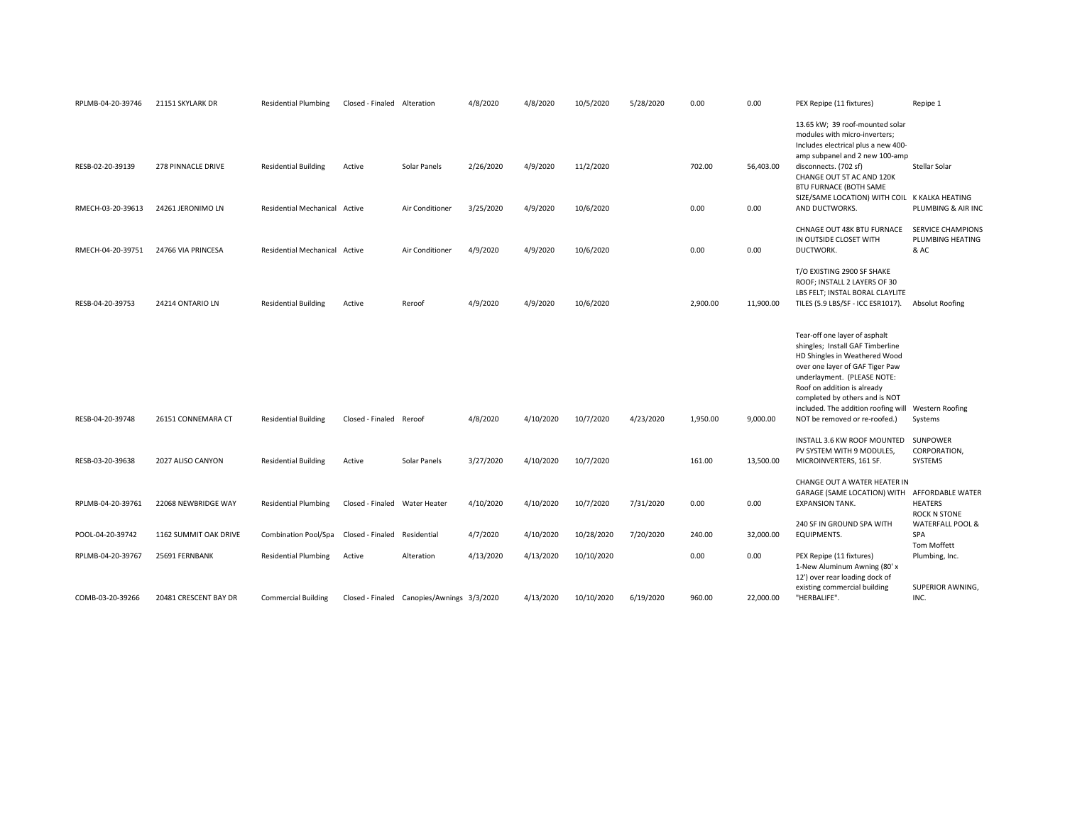| | | | | | | | | | | | | |
|---|---|---|---|---|---|---|---|---|---|---|---|---|
| RPLMB-04-20-39746 | 21151 SKYLARK DR | Residential Plumbing | Closed - Finaled | Alteration | 4/8/2020 | 4/8/2020 | 10/5/2020 | 5/28/2020 | 0.00 | 0.00 | PEX Repipe (11 fixtures) | Repipe 1 |
| RESB-02-20-39139 | 278 PINNACLE DRIVE | Residential Building | Active | Solar Panels | 2/26/2020 | 4/9/2020 | 11/2/2020 | | 702.00 | 56,403.00 | 13.65 kW; 39 roof-mounted solar modules with micro-inverters; Includes electrical plus a new 400-amp subpanel and 2 new 100-amp disconnects. (702 sf) | Stellar Solar |
| RMECH-03-20-39613 | 24261 JERONIMO LN | Residential Mechanical | Active | Air Conditioner | 3/25/2020 | 4/9/2020 | 10/6/2020 | | 0.00 | 0.00 | CHANGE OUT 5T AC AND 120K BTU FURNACE (BOTH SAME SIZE/SAME LOCATION) WITH COIL AND DUCTWORKS. | K KALKA HEATING PLUMBING & AIR INC |
| RMECH-04-20-39751 | 24766 VIA PRINCESA | Residential Mechanical | Active | Air Conditioner | 4/9/2020 | 4/9/2020 | 10/6/2020 | | 0.00 | 0.00 | CHNAGE OUT 48K BTU FURNACE IN OUTSIDE CLOSET WITH DUCTWORK. | SERVICE CHAMPIONS PLUMBING HEATING & AC |
| RESB-04-20-39753 | 24214 ONTARIO LN | Residential Building | Active | Reroof | 4/9/2020 | 4/9/2020 | 10/6/2020 | | 2,900.00 | 11,900.00 | T/O EXISTING 2900 SF SHAKE ROOF; INSTALL 2 LAYERS OF 30 LBS FELT; INSTAL BORAL CLAYLITE TILES (5.9 LBS/SF - ICC ESR1017). | Absolut Roofing |
| RESB-04-20-39748 | 26151 CONNEMARA CT | Residential Building | Closed - Finaled | Reroof | 4/8/2020 | 4/10/2020 | 10/7/2020 | 4/23/2020 | 1,950.00 | 9,000.00 | Tear-off one layer of asphalt shingles; Install GAF Timberline HD Shingles in Weathered Wood over one layer of GAF Tiger Paw underlayment. (PLEASE NOTE: Roof on addition is already completed by others and is NOT included. The addition roofing will NOT be removed or re-roofed.) | Western Roofing Systems |
| RESB-03-20-39638 | 2027 ALISO CANYON | Residential Building | Active | Solar Panels | 3/27/2020 | 4/10/2020 | 10/7/2020 | | 161.00 | 13,500.00 | INSTALL 3.6 KW ROOF MOUNTED PV SYSTEM WITH 9 MODULES, MICROINVERTERS, 161 SF. | SUNPOWER CORPORATION, SYSTEMS |
| RPLMB-04-20-39761 | 22068 NEWBRIDGE WAY | Residential Plumbing | Closed - Finaled | Water Heater | 4/10/2020 | 4/10/2020 | 10/7/2020 | 7/31/2020 | 0.00 | 0.00 | CHANGE OUT A WATER HEATER IN GARAGE (SAME LOCATION) WITH EXPANSION TANK. | AFFORDABLE WATER HEATERS |
| POOL-04-20-39742 | 1162 SUMMIT OAK DRIVE | Combination Pool/Spa | Closed - Finaled | Residential | 4/7/2020 | 4/10/2020 | 10/28/2020 | 7/20/2020 | 240.00 | 32,000.00 | 240 SF IN GROUND SPA WITH EQUIPMENTS. | ROCK N STONE WATERFALL POOL & SPA |
| RPLMB-04-20-39767 | 25691 FERNBANK | Residential Plumbing | Active | Alteration | 4/13/2020 | 4/13/2020 | 10/10/2020 | | 0.00 | 0.00 | PEX Repipe (11 fixtures) | Tom Moffett Plumbing, Inc. |
| COMB-03-20-39266 | 20481 CRESCENT BAY DR | Commercial Building | Closed - Finaled | Canopies/Awnings | 3/3/2020 | 4/13/2020 | 10/10/2020 | 6/19/2020 | 960.00 | 22,000.00 | 1-New Aluminum Awning (80' x 12') over rear loading dock of existing commercial building "HERBALIFE". | SUPERIOR AWNING, INC. |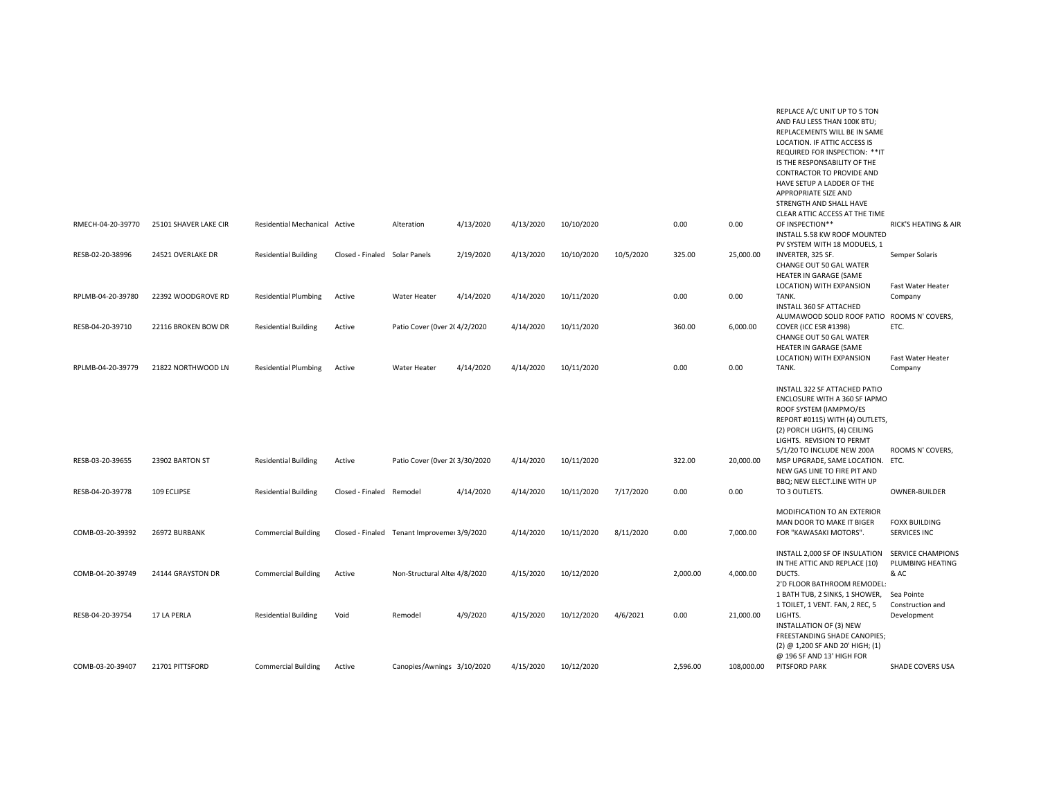| | | | | | | | | | | | | |
|---|---|---|---|---|---|---|---|---|---|---|---|---|
| RMECH-04-20-39770 | 25101 SHAVER LAKE CIR | Residential Mechanical | Active | Alteration | 4/13/2020 | 4/13/2020 | 10/10/2020 | | 0.00 | 0.00 | REPLACE A/C UNIT UP TO 5 TON AND FAU LESS THAN 100K BTU; REPLACEMENTS WILL BE IN SAME LOCATION. IF ATTIC ACCESS IS REQUIRED FOR INSPECTION: **IT IS THE RESPONSABILITY OF THE CONTRACTOR TO PROVIDE AND HAVE SETUP A LADDER OF THE APPROPRIATE SIZE AND STRENGTH AND SHALL HAVE CLEAR ATTIC ACCESS AT THE TIME OF INSPECTION** | RICK'S HEATING & AIR |
| RESB-02-20-38996 | 24521 OVERLAKE DR | Residential Building | Closed - Finaled | Solar Panels | 2/19/2020 | 4/13/2020 | 10/10/2020 | 10/5/2020 | 325.00 | 25,000.00 | INSTALL 5.58 KW ROOF MOUNTED PV SYSTEM WITH 18 MODUELS, 1 INVERTER, 325 SF. | Semper Solaris |
| RPLMB-04-20-39780 | 22392 WOODGROVE RD | Residential Plumbing | Active | Water Heater | 4/14/2020 | 4/14/2020 | 10/11/2020 | | 0.00 | 0.00 | CHANGE OUT 50 GAL WATER HEATER IN GARAGE (SAME LOCATION) WITH EXPANSION TANK. | Fast Water Heater Company |
| RESB-04-20-39710 | 22116 BROKEN BOW DR | Residential Building | Active | Patio Cover (0ver 2( | 4/2/2020 | 4/14/2020 | 10/11/2020 | | 360.00 | 6,000.00 | INSTALL 360 SF ATTACHED ALUMAWOOD SOLID ROOF PATIO COVER (ICC ESR #1398) | ROOMS N' COVERS, ETC. |
| RPLMB-04-20-39779 | 21822 NORTHWOOD LN | Residential Plumbing | Active | Water Heater | 4/14/2020 | 4/14/2020 | 10/11/2020 | | 0.00 | 0.00 | CHANGE OUT 50 GAL WATER HEATER IN GARAGE (SAME LOCATION) WITH EXPANSION TANK. | Fast Water Heater Company |
| RESB-03-20-39655 | 23902 BARTON ST | Residential Building | Active | Patio Cover (0ver 2( | 3/30/2020 | 4/14/2020 | 10/11/2020 | | 322.00 | 20,000.00 | INSTALL 322 SF ATTACHED PATIO ENCLOSURE WITH A 360 SF IAPMO ROOF SYSTEM (IAMPMO/ES REPORT #0115) WITH (4) OUTLETS, (2) PORCH LIGHTS, (4) CEILING LIGHTS. REVISION TO PERMT 5/1/20 TO INCLUDE NEW 200A MSP UPGRADE, SAME LOCATION. | ROOMS N' COVERS, ETC. |
| RESB-04-20-39778 | 109 ECLIPSE | Residential Building | Closed - Finaled | Remodel | 4/14/2020 | 4/14/2020 | 10/11/2020 | 7/17/2020 | 0.00 | 0.00 | NEW GAS LINE TO FIRE PIT AND BBQ; NEW ELECT.LINE WITH UP TO 3 OUTLETS. | OWNER-BUILDER |
| COMB-03-20-39392 | 26972 BURBANK | Commercial Building | Closed - Finaled | Tenant Improvemen | 3/9/2020 | 4/14/2020 | 10/11/2020 | 8/11/2020 | 0.00 | 7,000.00 | MODIFICATION TO AN EXTERIOR MAN DOOR TO MAKE IT BIGER FOR "KAWASAKI MOTORS". | FOXX BUILDING SERVICES INC |
| COMB-04-20-39749 | 24144 GRAYSTON DR | Commercial Building | Active | Non-Structural Alte | 4/8/2020 | 4/15/2020 | 10/12/2020 | | 2,000.00 | 4,000.00 | INSTALL 2,000 SF OF INSULATION IN THE ATTIC AND REPLACE (10) DUCTS. | SERVICE CHAMPIONS PLUMBING HEATING & AC |
| RESB-04-20-39754 | 17 LA PERLA | Residential Building | Void | Remodel | 4/9/2020 | 4/15/2020 | 10/12/2020 | 4/6/2021 | 0.00 | 21,000.00 | 2'D FLOOR BATHROOM REMODEL: 1 BATH TUB, 2 SINKS, 1 SHOWER, 1 TOILET, 1 VENT. FAN, 2 REC, 5 LIGHTS. | Sea Pointe Construction and Development |
| COMB-03-20-39407 | 21701 PITTSFORD | Commercial Building | Active | Canopies/Awnings | 3/10/2020 | 4/15/2020 | 10/12/2020 | | 2,596.00 | 108,000.00 | INSTALLATION OF (3) NEW FREESTANDING SHADE CANOPIES; (2) @ 1,200 SF AND 20' HIGH; (1) @ 196 SF AND 13' HIGH FOR PITSFORD PARK | SHADE COVERS USA |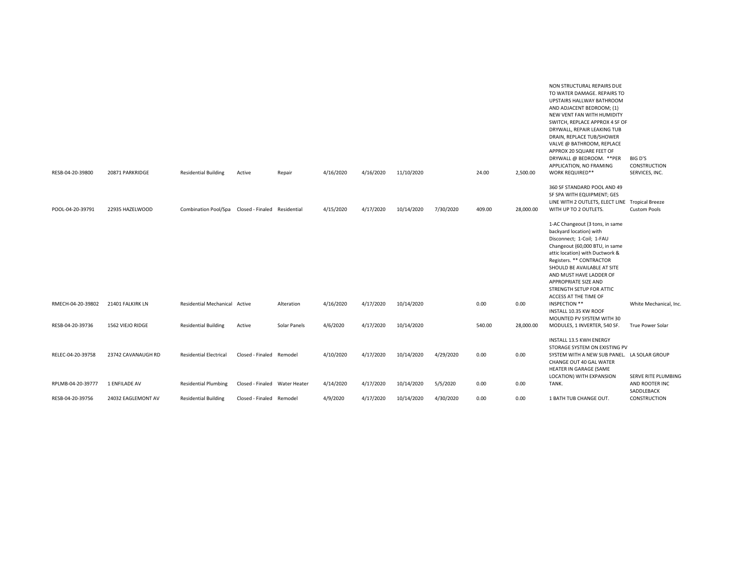| | | | | | | | | | | | | |
|---|---|---|---|---|---|---|---|---|---|---|---|---|
| RESB-04-20-39800 | 20871 PARKRIDGE | Residential Building | Active | Repair | 4/16/2020 | 4/16/2020 | 11/10/2020 | | 24.00 | 2,500.00 | NON STRUCTURAL REPAIRS DUE TO WATER DAMAGE. REPAIRS TO UPSTAIRS HALLWAY BATHROOM AND ADJACENT BEDROOM; (1) NEW VENT FAN WITH HUMIDITY SWITCH, REPLACE APPROX 4 SF OF DRYWALL, REPAIR LEAKING TUB DRAIN, REPLACE TUB/SHOWER VALVE @ BATHROOM, REPLACE APPROX 20 SQUARE FEET OF DRYWALL @ BEDROOM. **PER APPLICATION, NO FRAMING WORK REQUIRED** | BIG D'S CONSTRUCTION SERVICES, INC. |
| POOL-04-20-39791 | 22935 HAZELWOOD | Combination Pool/Spa | Closed - Finaled | Residential | 4/15/2020 | 4/17/2020 | 10/14/2020 | 7/30/2020 | 409.00 | 28,000.00 | 360 SF STANDARD POOL AND 49 SF SPA WITH EQUIPMENT; GES LINE WITH 2 OUTLETS, ELECT LINE WITH UP TO 2 OUTLETS. | Tropical Breeze Custom Pools |
| RMECH-04-20-39802 | 21401 FALKIRK LN | Residential Mechanical | Active | Alteration | 4/16/2020 | 4/17/2020 | 10/14/2020 | | 0.00 | 0.00 | 1-AC Changeout (3 tons, in same backyard location) with Disconnect; 1-Coil; 1-FAU Changeout (60,000 BTU, in same attic location) with Ductwork & Registers. ** CONTRACTOR SHOULD BE AVAILABLE AT SITE AND MUST HAVE LADDER OF APPROPRIATE SIZE AND STRENGTH SETUP FOR ATTIC ACCESS AT THE TIME OF INSPECTION ** | White Mechanical, Inc. |
| RESB-04-20-39736 | 1562 VIEJO RIDGE | Residential Building | Active | Solar Panels | 4/6/2020 | 4/17/2020 | 10/14/2020 | | 540.00 | 28,000.00 | INSTALL 10.35 KW ROOF MOUNTED PV SYSTEM WITH 30 MODULES, 1 INVERTER, 540 SF. | True Power Solar |
| RELEC-04-20-39758 | 23742 CAVANAUGH RD | Residential Electrical | Closed - Finaled | Remodel | 4/10/2020 | 4/17/2020 | 10/14/2020 | 4/29/2020 | 0.00 | 0.00 | INSTALL 13.5 KWH ENERGY STORAGE SYSTEM ON EXISTING PV SYSTEM WITH A NEW SUB PANEL. | LA SOLAR GROUP |
| RPLMB-04-20-39777 | 1 ENFILADE AV | Residential Plumbing | Closed - Finaled | Water Heater | 4/14/2020 | 4/17/2020 | 10/14/2020 | 5/5/2020 | 0.00 | 0.00 | CHANGE OUT 40 GAL WATER HEATER IN GARAGE (SAME LOCATION) WITH EXPANSION TANK. | SERVE RITE PLUMBING AND ROOTER INC |
| RESB-04-20-39756 | 24032 EAGLEMONT AV | Residential Building | Closed - Finaled | Remodel | 4/9/2020 | 4/17/2020 | 10/14/2020 | 4/30/2020 | 0.00 | 0.00 | 1 BATH TUB CHANGE OUT. | SADDLEBACK CONSTRUCTION |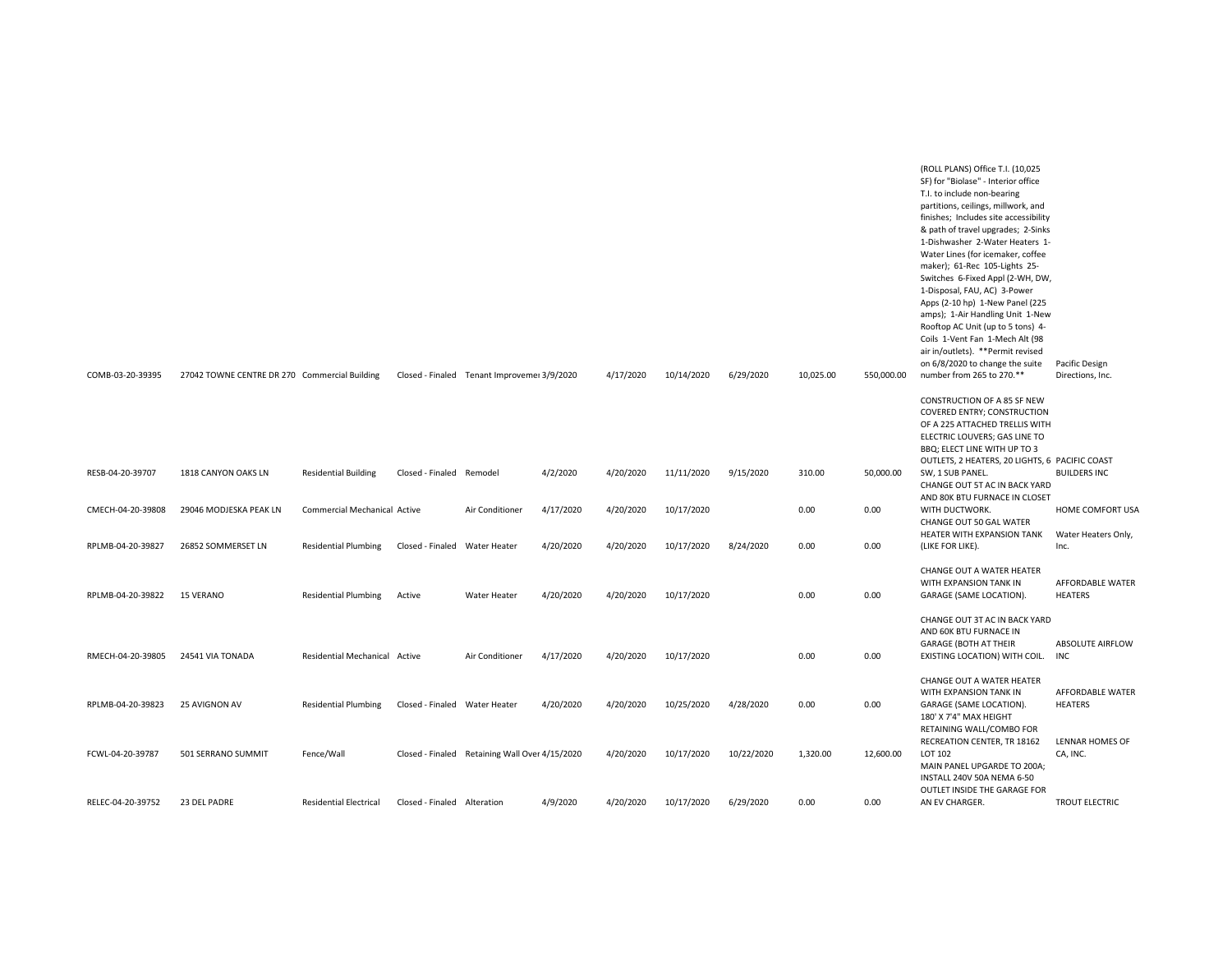| | | | | | | | | | | | | |
|---|---|---|---|---|---|---|---|---|---|---|---|---|
| COMB-03-20-39395 | 27042 TOWNE CENTRE DR 270 | Commercial Building | Closed - Finaled | Tenant Improvemer | 3/9/2020 | 4/17/2020 | 10/14/2020 | 6/29/2020 | 10,025.00 | 550,000.00 | (ROLL PLANS) Office T.I. (10,025 SF) for "Biolase" - Interior office T.I. to include non-bearing partitions, ceilings, millwork, and finishes; Includes site accessibility & path of travel upgrades; 2-Sinks 1-Dishwasher 2-Water Heaters 1-Water Lines (for icemaker, coffee maker); 61-Rec 105-Lights 25-Switches 6-Fixed Appl (2-WH, DW, 1-Disposal, FAU, AC) 3-Power Apps (2-10 hp) 1-New Panel (225 amps); 1-Air Handling Unit 1-New Rooftop AC Unit (up to 5 tons) 4-Coils 1-Vent Fan 1-Mech Alt (98 air in/outlets). **Permit revised on 6/8/2020 to change the suite number from 265 to 270.** | Pacific Design Directions, Inc. |
| RESB-04-20-39707 | 1818 CANYON OAKS LN | Residential Building | Closed - Finaled | Remodel | 4/2/2020 | 4/20/2020 | 11/11/2020 | 9/15/2020 | 310.00 | 50,000.00 | CONSTRUCTION OF A 85 SF NEW COVERED ENTRY; CONSTRUCTION OF A 225 ATTACHED TRELLIS WITH ELECTRIC LOUVERS; GAS LINE TO BBQ; ELECT LINE WITH UP TO 3 OUTLETS, 2 HEATERS, 20 LIGHTS, 6 SW, 1 SUB PANEL. | PACIFIC COAST BUILDERS INC |
| CMECH-04-20-39808 | 29046 MODJESKA PEAK LN | Commercial Mechanical | Active | Air Conditioner | 4/17/2020 | 4/20/2020 | 10/17/2020 | | 0.00 | 0.00 | CHANGE OUT 5T AC IN BACK YARD AND 80K BTU FURNACE IN CLOSET WITH DUCTWORK. | HOME COMFORT USA |
| RPLMB-04-20-39827 | 26852 SOMMERSET LN | Residential Plumbing | Closed - Finaled | Water Heater | 4/20/2020 | 4/20/2020 | 10/17/2020 | 8/24/2020 | 0.00 | 0.00 | CHANGE OUT 50 GAL WATER HEATER WITH EXPANSION TANK (LIKE FOR LIKE). | Water Heaters Only, Inc. |
| RPLMB-04-20-39822 | 15 VERANO | Residential Plumbing | Active | Water Heater | 4/20/2020 | 4/20/2020 | 10/17/2020 | | 0.00 | 0.00 | CHANGE OUT A WATER HEATER WITH EXPANSION TANK IN GARAGE (SAME LOCATION). | AFFORDABLE WATER HEATERS |
| RMECH-04-20-39805 | 24541 VIA TONADA | Residential Mechanical | Active | Air Conditioner | 4/17/2020 | 4/20/2020 | 10/17/2020 | | 0.00 | 0.00 | CHANGE OUT 3T AC IN BACK YARD AND 60K BTU FURNACE IN GARAGE (BOTH AT THEIR EXISTING LOCATION) WITH COIL. | ABSOLUTE AIRFLOW INC |
| RPLMB-04-20-39823 | 25 AVIGNON AV | Residential Plumbing | Closed - Finaled | Water Heater | 4/20/2020 | 4/20/2020 | 10/25/2020 | 4/28/2020 | 0.00 | 0.00 | CHANGE OUT A WATER HEATER WITH EXPANSION TANK IN GARAGE (SAME LOCATION). | AFFORDABLE WATER HEATERS |
| FCWL-04-20-39787 | 501 SERRANO SUMMIT | Fence/Wall | Closed - Finaled | Retaining Wall Over | 4/15/2020 | 4/20/2020 | 10/17/2020 | 10/22/2020 | 1,320.00 | 12,600.00 | 180' X 7'4" MAX HEIGHT RETAINING WALL/COMBO FOR RECREATION CENTER, TR 18162 LOT 102 | LENNAR HOMES OF CA, INC. |
| RELEC-04-20-39752 | 23 DEL PADRE | Residential Electrical | Closed - Finaled | Alteration | 4/9/2020 | 4/20/2020 | 10/17/2020 | 6/29/2020 | 0.00 | 0.00 | MAIN PANEL UPGRADE TO 200A; INSTALL 240V 50A NEMA 6-50 OUTLET INSIDE THE GARAGE FOR AN EV CHARGER. | TROUT ELECTRIC |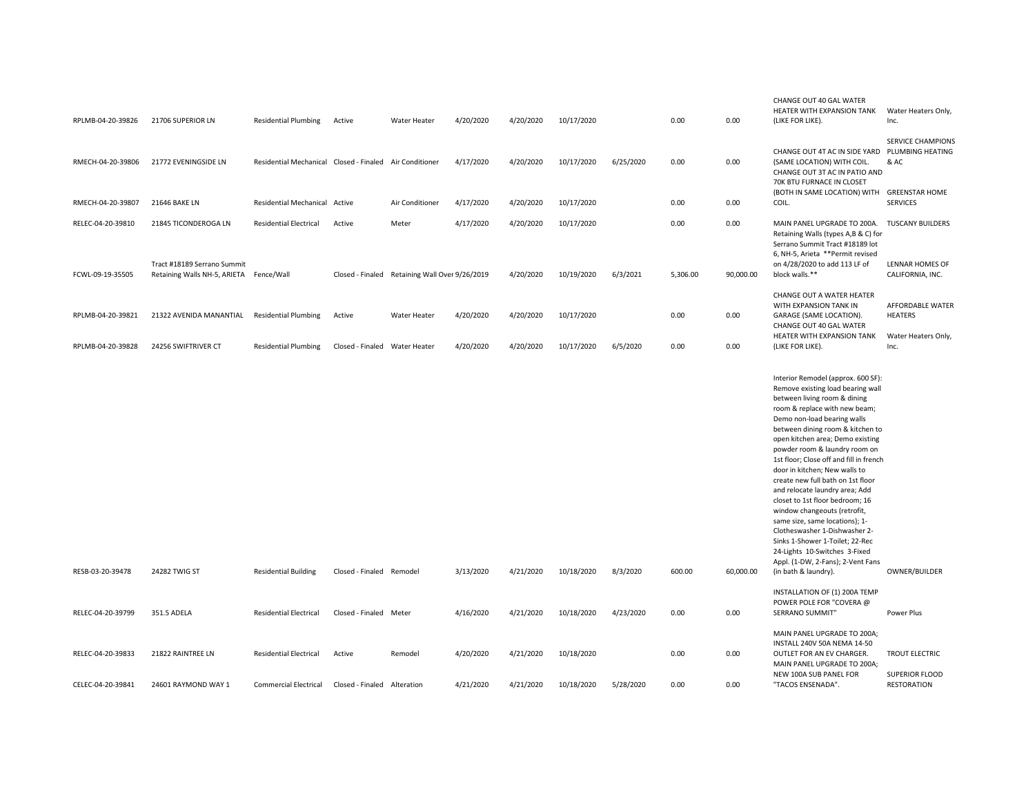| | | | | | | | | | | | | |
|---|---|---|---|---|---|---|---|---|---|---|---|---|
| RPLMB-04-20-39826 | 21706 SUPERIOR LN | Residential Plumbing | Active | Water Heater | 4/20/2020 | 4/20/2020 | 10/17/2020 | | 0.00 | 0.00 | CHANGE OUT 40 GAL WATER HEATER WITH EXPANSION TANK (LIKE FOR LIKE). | Water Heaters Only, Inc. |
| RMECH-04-20-39806 | 21772 EVENINGSIDE LN | Residential Mechanical | Closed - Finaled | Air Conditioner | 4/17/2020 | 4/20/2020 | 10/17/2020 | 6/25/2020 | 0.00 | 0.00 | CHANGE OUT 4T AC IN SIDE YARD (SAME LOCATION) WITH COIL. | SERVICE CHAMPIONS PLUMBING HEATING & AC |
| RMECH-04-20-39807 | 21646 BAKE LN | Residential Mechanical | Active | Air Conditioner | 4/17/2020 | 4/20/2020 | 10/17/2020 | | 0.00 | 0.00 | CHANGE OUT 3T AC IN PATIO AND 70K BTU FURNACE IN CLOSET (BOTH IN SAME LOCATION) WITH COIL. | GREENSTAR HOME SERVICES |
| RELEC-04-20-39810 | 21845 TICONDEROGA LN | Residential Electrical | Active | Meter | 4/17/2020 | 4/20/2020 | 10/17/2020 | | 0.00 | 0.00 | MAIN PANEL UPGRADE TO 200A. | TUSCANY BUILDERS |
| FCWL-09-19-35505 | Tract #18189 Serrano Summit Retaining Walls NH-5, ARIETA | Fence/Wall | Closed - Finaled | Retaining Wall Over | 9/26/2019 | 4/20/2020 | 10/19/2020 | 6/3/2021 | 5,306.00 | 90,000.00 | Retaining Walls (types A,B & C) for Serrano Summit Tract #18189 lot 6, NH-5, Arieta **Permit revised on 4/28/2020 to add 113 LF of block walls.** | LENNAR HOMES OF CALIFORNIA, INC. |
| RPLMB-04-20-39821 | 21322 AVENIDA MANANTIAL | Residential Plumbing | Active | Water Heater | 4/20/2020 | 4/20/2020 | 10/17/2020 | | 0.00 | 0.00 | CHANGE OUT A WATER HEATER WITH EXPANSION TANK IN GARAGE (SAME LOCATION). | AFFORDABLE WATER HEATERS |
| RPLMB-04-20-39828 | 24256 SWIFTRIVER CT | Residential Plumbing | Closed - Finaled | Water Heater | 4/20/2020 | 4/20/2020 | 10/17/2020 | 6/5/2020 | 0.00 | 0.00 | CHANGE OUT 40 GAL WATER HEATER WITH EXPANSION TANK (LIKE FOR LIKE). | Water Heaters Only, Inc. |
| RESB-03-20-39478 | 24282 TWIG ST | Residential Building | Closed - Finaled | Remodel | 3/13/2020 | 4/21/2020 | 10/18/2020 | 8/3/2020 | 600.00 | 60,000.00 | Interior Remodel (approx. 600 SF): Remove existing load bearing wall between living room & dining room & replace with new beam; Demo non-load bearing walls between dining room & kitchen to open kitchen area; Demo existing powder room & laundry room on 1st floor; Close off and fill in french door in kitchen; New walls to create new full bath on 1st floor and relocate laundry area; Add closet to 1st floor bedroom; 16 window changeouts (retrofit, same size, same locations); 1-Clotheswasher 1-Dishwasher 2-Sinks 1-Shower 1-Toilet; 22-Rec 24-Lights 10-Switches 3-Fixed Appl. (1-DW, 2-Fans); 2-Vent Fans (in bath & laundry). | OWNER/BUILDER |
| RELEC-04-20-39799 | 351.5 ADELA | Residential Electrical | Closed - Finaled | Meter | 4/16/2020 | 4/21/2020 | 10/18/2020 | 4/23/2020 | 0.00 | 0.00 | INSTALLATION OF (1) 200A TEMP POWER POLE FOR "COVERA @ SERRANO SUMMIT" | Power Plus |
| RELEC-04-20-39833 | 21822 RAINTREE LN | Residential Electrical | Active | Remodel | 4/20/2020 | 4/21/2020 | 10/18/2020 | | 0.00 | 0.00 | MAIN PANEL UPGRADE TO 200A; INSTALL 240V 50A NEMA 14-50 OUTLET FOR AN EV CHARGER. | TROUT ELECTRIC |
| CELEC-04-20-39841 | 24601 RAYMOND WAY 1 | Commercial Electrical | Closed - Finaled | Alteration | 4/21/2020 | 4/21/2020 | 10/18/2020 | 5/28/2020 | 0.00 | 0.00 | MAIN PANEL UPGRADE TO 200A; NEW 100A SUB PANEL FOR "TACOS ENSENADA". | SUPERIOR FLOOD RESTORATION |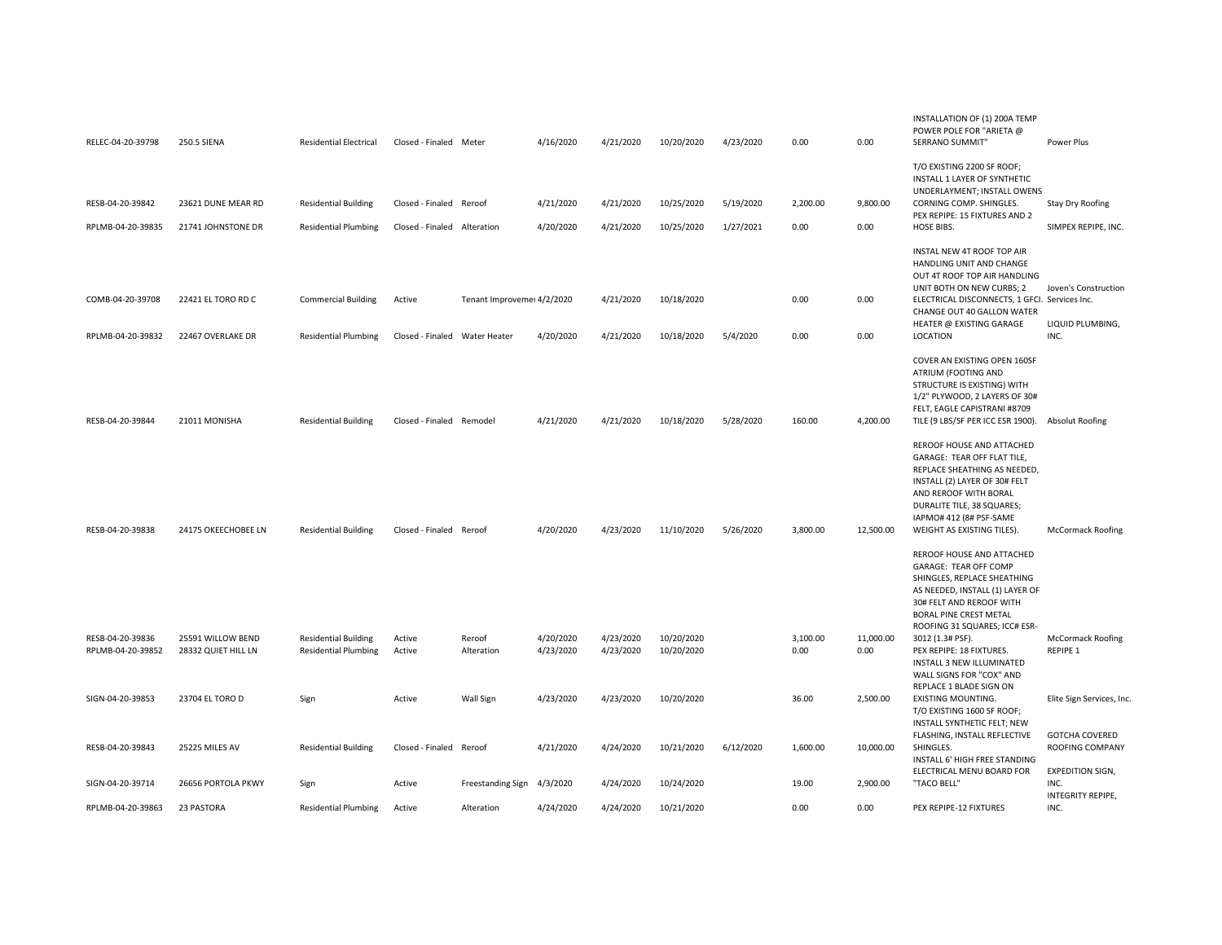| | | | | | | | | | | | | |
|---|---|---|---|---|---|---|---|---|---|---|---|---|
| RELEC-04-20-39798 | 250.5 SIENA | Residential Electrical | Closed - Finaled | Meter | 4/16/2020 | 4/21/2020 | 10/20/2020 | 4/23/2020 | 0.00 | 0.00 | INSTALLATION OF (1) 200A TEMP POWER POLE FOR "ARIETA @ SERRANO SUMMIT" | Power Plus |
| RESB-04-20-39842 | 23621 DUNE MEAR RD | Residential Building | Closed - Finaled | Reroof | 4/21/2020 | 4/21/2020 | 10/25/2020 | 5/19/2020 | 2,200.00 | 9,800.00 | T/O EXISTING 2200 SF ROOF; INSTALL 1 LAYER OF SYNTHETIC UNDERLAYMENT; INSTALL OWENS CORNING COMP. SHINGLES. | Stay Dry Roofing |
| RPLMB-04-20-39835 | 21741 JOHNSTONE DR | Residential Plumbing | Closed - Finaled | Alteration | 4/20/2020 | 4/21/2020 | 10/25/2020 | 1/27/2021 | 0.00 | 0.00 | PEX REPIPE: 15 FIXTURES AND 2 HOSE BIBS. | SIMPEX REPIPE, INC. |
| COMB-04-20-39708 | 22421 EL TORO RD C | Commercial Building | Active | Tenant Improvemer | 4/2/2020 | 4/21/2020 | 10/18/2020 | | 0.00 | 0.00 | INSTAL NEW 4T ROOF TOP AIR HANDLING UNIT AND CHANGE OUT 4T ROOF TOP AIR HANDLING UNIT BOTH ON NEW CURBS; 2 ELECTRICAL DISCONNECTS, 1 GFCI. | Joven's Construction Services Inc. |
| RPLMB-04-20-39832 | 22467 OVERLAKE DR | Residential Plumbing | Closed - Finaled | Water Heater | 4/20/2020 | 4/21/2020 | 10/18/2020 | 5/4/2020 | 0.00 | 0.00 | CHANGE OUT 40 GALLON WATER HEATER @ EXISTING GARAGE LOCATION | LIQUID PLUMBING, INC. |
| RESB-04-20-39844 | 21011 MONISHA | Residential Building | Closed - Finaled | Remodel | 4/21/2020 | 4/21/2020 | 10/18/2020 | 5/28/2020 | 160.00 | 4,200.00 | COVER AN EXISTING OPEN 160SF ATRIUM (FOOTING AND STRUCTURE IS EXISTING) WITH 1/2" PLYWOOD, 2 LAYERS OF 30# FELT, EAGLE CAPISTRANI #8709 TILE (9 LBS/SF PER ICC ESR 1900). | Absolut Roofing |
| RESB-04-20-39838 | 24175 OKEECHOBEE LN | Residential Building | Closed - Finaled | Reroof | 4/20/2020 | 4/23/2020 | 11/10/2020 | 5/26/2020 | 3,800.00 | 12,500.00 | REROOF HOUSE AND ATTACHED GARAGE: TEAR OFF FLAT TILE, REPLACE SHEATHING AS NEEDED, INSTALL (2) LAYER OF 30# FELT AND REROOF WITH BORAL DURALITE TILE, 38 SQUARES; IAPMO# 412 (8# PSF-SAME WEIGHT AS EXISTING TILES). | McCormack Roofing |
| RESB-04-20-39836 | 25591 WILLOW BEND | Residential Building | Active | Reroof | 4/20/2020 | 4/23/2020 | 10/20/2020 | | 3,100.00 | 11,000.00 | REROOF HOUSE AND ATTACHED GARAGE: TEAR OFF COMP SHINGLES, REPLACE SHEATHING AS NEEDED, INSTALL (1) LAYER OF 30# FELT AND REROOF WITH BORAL PINE CREST METAL ROOFING 31 SQUARES; ICC# ESR-3012 (1.3# PSF). | McCormack Roofing |
| RPLMB-04-20-39852 | 28332 QUIET HILL LN | Residential Plumbing | Active | Alteration | 4/23/2020 | 4/23/2020 | 10/20/2020 | | 0.00 | 0.00 | PEX REPIPE: 18 FIXTURES. | REPIPE 1 |
| SIGN-04-20-39853 | 23704 EL TORO D | Sign | Active | Wall Sign | 4/23/2020 | 4/23/2020 | 10/20/2020 | | 36.00 | 2,500.00 | INSTALL 3 NEW ILLUMINATED WALL SIGNS FOR "COX" AND REPLACE 1 BLADE SIGN ON EXISTING MOUNTING. | Elite Sign Services, Inc. |
| RESB-04-20-39843 | 25225 MILES AV | Residential Building | Closed - Finaled | Reroof | 4/21/2020 | 4/24/2020 | 10/21/2020 | 6/12/2020 | 1,600.00 | 10,000.00 | T/O EXISTING 1600 SF ROOF; INSTALL SYNTHETIC FELT; NEW FLASHING, INSTALL REFLECTIVE SHINGLES. | GOTCHA COVERED ROOFING COMPANY |
| SIGN-04-20-39714 | 26656 PORTOLA PKWY | Sign | Active | Freestanding Sign | 4/3/2020 | 4/24/2020 | 10/24/2020 | | 19.00 | 2,900.00 | INSTALL 6' HIGH FREE STANDING ELECTRICAL MENU BOARD FOR "TACO BELL" | EXPEDITION SIGN, INC. |
| RPLMB-04-20-39863 | 23 PASTORA | Residential Plumbing | Active | Alteration | 4/24/2020 | 4/24/2020 | 10/21/2020 | | 0.00 | 0.00 | PEX REPIPE-12 FIXTURES | INTEGRITY REPIPE, INC. |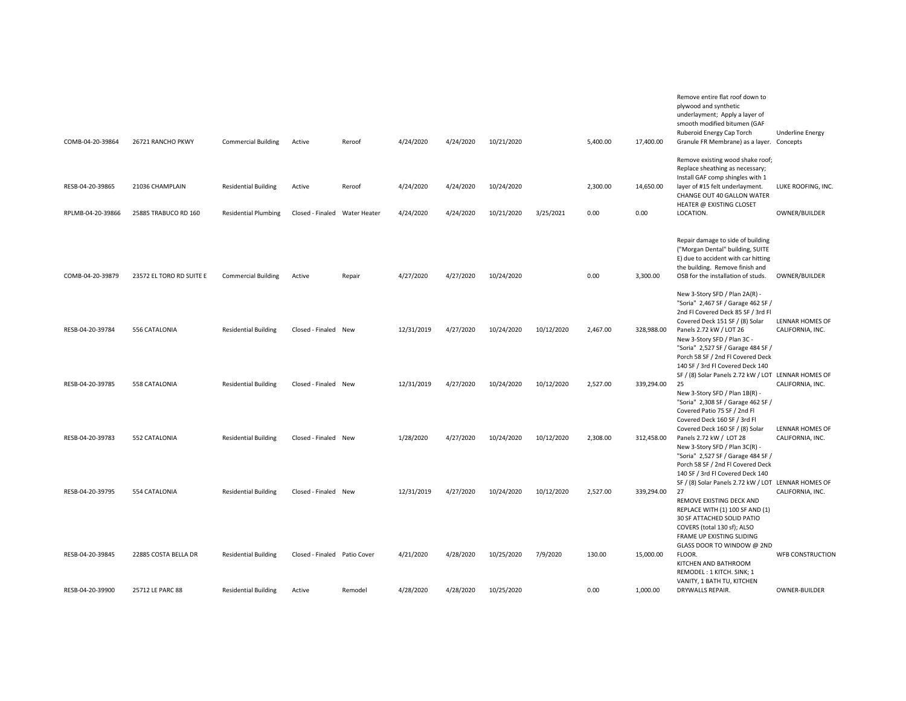| | | | | | | | | | | | | |
|---|---|---|---|---|---|---|---|---|---|---|---|---|
| COMB-04-20-39864 | 26721 RANCHO PKWY | Commercial Building | Active | Reroof | 4/24/2020 | 4/24/2020 | 10/21/2020 | | 5,400.00 | 17,400.00 | Remove entire flat roof down to plywood and synthetic underlayment; Apply a layer of smooth modified bitumen (GAF Ruberoid Energy Cap Torch Granule FR Membrane) as a layer. | Underline Energy Concepts |
| RESB-04-20-39865 | 21036 CHAMPLAIN | Residential Building | Active | Reroof | 4/24/2020 | 4/24/2020 | 10/24/2020 | | 2,300.00 | 14,650.00 | Remove existing wood shake roof; Replace sheathing as necessary; Install GAF comp shingles with 1 layer of #15 felt underlayment. | LUKE ROOFING, INC. |
| RPLMB-04-20-39866 | 25885 TRABUCO RD 160 | Residential Plumbing | Closed - Finaled | Water Heater | 4/24/2020 | 4/24/2020 | 10/21/2020 | 3/25/2021 | 0.00 | 0.00 | CHANGE OUT 40 GALLON WATER HEATER @ EXISTING CLOSET LOCATION. | OWNER/BUILDER |
| COMB-04-20-39879 | 23572 EL TORO RD SUITE E | Commercial Building | Active | Repair | 4/27/2020 | 4/27/2020 | 10/24/2020 | | 0.00 | 3,300.00 | Repair damage to side of building ("Morgan Dental" building, SUITE E) due to accident with car hitting the building. Remove finish and OSB for the installation of studs. | OWNER/BUILDER |
| RESB-04-20-39784 | 556 CATALONIA | Residential Building | Closed - Finaled | New | 12/31/2019 | 4/27/2020 | 10/24/2020 | 10/12/2020 | 2,467.00 | 328,988.00 | New 3-Story SFD / Plan 2A(R) - "Soria" 2,467 SF / Garage 462 SF / 2nd Fl Covered Deck 85 SF / 3rd Fl Covered Deck 151 SF / (8) Solar Panels 2.72 kW / LOT 26 | LENNAR HOMES OF CALIFORNIA, INC. |
| RESB-04-20-39785 | 558 CATALONIA | Residential Building | Closed - Finaled | New | 12/31/2019 | 4/27/2020 | 10/24/2020 | 10/12/2020 | 2,527.00 | 339,294.00 | New 3-Story SFD / Plan 3C - "Soria" 2,527 SF / Garage 484 SF / Porch 58 SF / 2nd Fl Covered Deck 140 SF / 3rd Fl Covered Deck 140 SF / (8) Solar Panels 2.72 kW / LOT 25 | LENNAR HOMES OF CALIFORNIA, INC. |
| RESB-04-20-39783 | 552 CATALONIA | Residential Building | Closed - Finaled | New | 1/28/2020 | 4/27/2020 | 10/24/2020 | 10/12/2020 | 2,308.00 | 312,458.00 | New 3-Story SFD / Plan 1B(R) - "Soria" 2,308 SF / Garage 462 SF / Covered Patio 75 SF / 2nd Fl Covered Deck 160 SF / 3rd Fl Covered Deck 160 SF / (8) Solar Panels 2.72 kW / LOT 28 | LENNAR HOMES OF CALIFORNIA, INC. |
| RESB-04-20-39795 | 554 CATALONIA | Residential Building | Closed - Finaled | New | 12/31/2019 | 4/27/2020 | 10/24/2020 | 10/12/2020 | 2,527.00 | 339,294.00 | New 3-Story SFD / Plan 3C(R) - "Soria" 2,527 SF / Garage 484 SF / Porch 58 SF / 2nd Fl Covered Deck 140 SF / 3rd Fl Covered Deck 140 SF / (8) Solar Panels 2.72 kW / LOT 27 | LENNAR HOMES OF CALIFORNIA, INC. |
| RESB-04-20-39845 | 22885 COSTA BELLA DR | Residential Building | Closed - Finaled | Patio Cover | 4/21/2020 | 4/28/2020 | 10/25/2020 | 7/9/2020 | 130.00 | 15,000.00 | REMOVE EXISTING DECK AND REPLACE WITH (1) 100 SF AND (1) 30 SF ATTACHED SOLID PATIO COVERS (total 130 sf); ALSO FRAME UP EXISTING SLIDING GLASS DOOR TO WINDOW @ 2ND FLOOR. | WFB CONSTRUCTION |
| RESB-04-20-39900 | 25712 LE PARC 88 | Residential Building | Active | Remodel | 4/28/2020 | 4/28/2020 | 10/25/2020 | | 0.00 | 1,000.00 | KITCHEN AND BATHROOM REMODEL : 1 KITCH. SINK; 1 VANITY, 1 BATH TU, KITCHEN DRYWALLS REPAIR. | OWNER-BUILDER |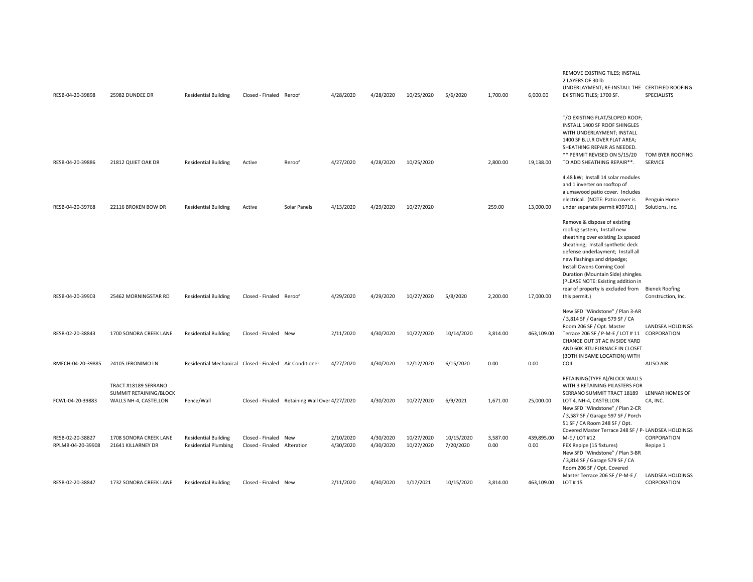| | | | | | | | | | | | | |
|---|---|---|---|---|---|---|---|---|---|---|---|---|
| RESB-04-20-39898 | 25982 DUNDEE DR | Residential Building | Closed - Finaled | Reroof | 4/28/2020 | 4/28/2020 | 10/25/2020 | 5/6/2020 | 1,700.00 | 6,000.00 | REMOVE EXISTING TILES; INSTALL 2 LAYERS OF 30 lb UNDERLAYMENT; RE-INSTALL THE EXISTING TILES; 1700 SF. | CERTIFIED ROOFING SPECIALISTS |
| RESB-04-20-39886 | 21812 QUIET OAK DR | Residential Building | Active | Reroof | 4/27/2020 | 4/28/2020 | 10/25/2020 | | 2,800.00 | 19,138.00 | T/O EXISTING FLAT/SLOPED ROOF; INSTALL 1400 SF ROOF SHINGLES WITH UNDERLAYMENT; INSTALL 1400 SF B.U.R OVER FLAT AREA; SHEATHING REPAIR AS NEEDED. ** PERMIT REVISED ON 5/15/20 TO ADD SHEATHING REPAIR**. | TOM BYER ROOFING SERVICE |
| RESB-04-20-39768 | 22116 BROKEN BOW DR | Residential Building | Active | Solar Panels | 4/13/2020 | 4/29/2020 | 10/27/2020 | | 259.00 | 13,000.00 | 4.48 kW; Install 14 solar modules and 1 inverter on rooftop of alumawood patio cover. Includes electrical. (NOTE: Patio cover is under separate permit #39710.) | Penguin Home Solutions, Inc. |
| RESB-04-20-39903 | 25462 MORNINGSTAR RD | Residential Building | Closed - Finaled | Reroof | 4/29/2020 | 4/29/2020 | 10/27/2020 | 5/8/2020 | 2,200.00 | 17,000.00 | Remove & dispose of existing roofing system; Install new sheathing over existing 1x spaced sheathing; Install synthetic deck defense underlayment; Install all new flashings and dripedge; Install Owens Corning Cool Duration (Mountain Side) shingles. (PLEASE NOTE: Existing addition in rear of property is excluded from this permit.) | Bienek Roofing Construction, Inc. |
| RESB-02-20-38843 | 1700 SONORA CREEK LANE | Residential Building | Closed - Finaled | New | 2/11/2020 | 4/30/2020 | 10/27/2020 | 10/14/2020 | 3,814.00 | 463,109.00 | New SFD "Windstone" / Plan 3-AR / 3,814 SF / Garage 579 SF / CA Room 206 SF / Opt. Master Terrace 206 SF / P-M-E / LOT # 11 | LANDSEA HOLDINGS CORPORATION |
| RMECH-04-20-39885 | 24105 JERONIMO LN | Residential Mechanical | Closed - Finaled | Air Conditioner | 4/27/2020 | 4/30/2020 | 12/12/2020 | 6/15/2020 | 0.00 | 0.00 | CHANGE OUT 3T AC IN SIDE YARD AND 60K BTU FURNACE IN CLOSET (BOTH IN SAME LOCATION) WITH COIL. | ALISO AIR |
| FCWL-04-20-39883 | TRACT #18189 SERRANO SUMMIT RETAINING/BLOCK WALLS NH-4, CASTELLON | Fence/Wall | Closed - Finaled | Retaining Wall Over | 4/27/2020 | 4/30/2020 | 10/27/2020 | 6/9/2021 | 1,671.00 | 25,000.00 | RETAINING(TYPE A)/BLOCK WALLS WITH 3 RETAINING PILASTERS FOR SERRANO SUMMIT TRACT 18189 LOT 4, NH-4, CASTELLON. | LENNAR HOMES OF CA, INC. |
| RESB-02-20-38827 | 1708 SONORA CREEK LANE | Residential Building | Closed - Finaled | New | 2/10/2020 | 4/30/2020 | 10/27/2020 | 10/15/2020 | 3,587.00 | 439,895.00 | New SFD "Windstone" / Plan 2-CR / 3,587 SF / Garage 597 SF / Porch 51 SF / CA Room 248 SF / Opt. Covered Master Terrace 248 SF / P-M-E / LOT #12 | LANDSEA HOLDINGS CORPORATION |
| RPLMB-04-20-39908 | 21641 KILLARNEY DR | Residential Plumbing | Closed - Finaled | Alteration | 4/30/2020 | 4/30/2020 | 10/27/2020 | 7/20/2020 | 0.00 | 0.00 | PEX Repipe (15 fixtures) | Repipe 1 |
| RESB-02-20-38847 | 1732 SONORA CREEK LANE | Residential Building | Closed - Finaled | New | 2/11/2020 | 4/30/2020 | 1/17/2021 | 10/15/2020 | 3,814.00 | 463,109.00 | New SFD "Windstone" / Plan 3-BR / 3,814 SF / Garage 579 SF / CA Room 206 SF / Opt. Covered Master Terrace 206 SF / P-M-E / LOT # 15 | LANDSEA HOLDINGS CORPORATION |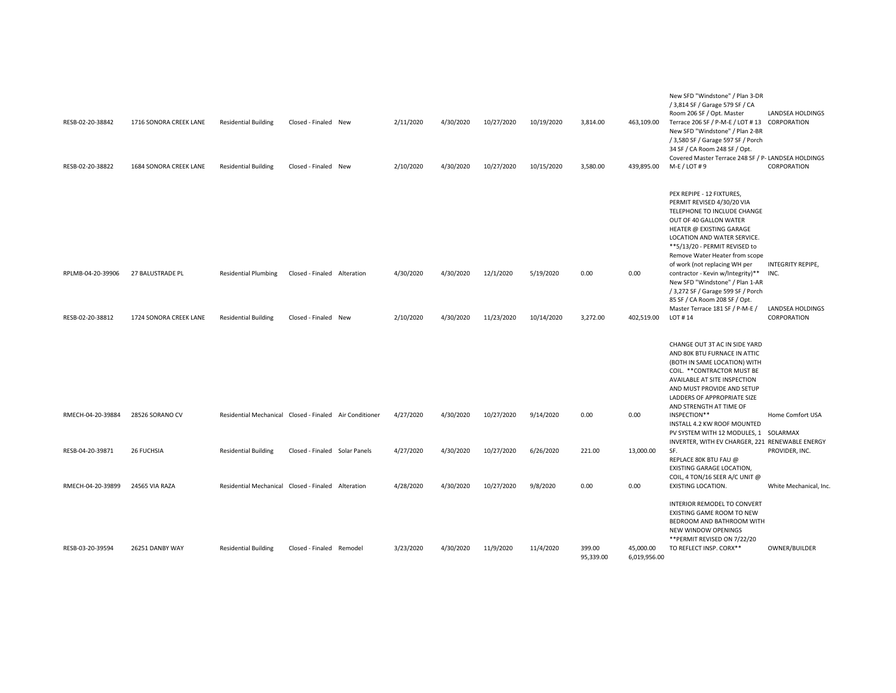| | | | | | | | | | | | | |
|---|---|---|---|---|---|---|---|---|---|---|---|---|
| RESB-02-20-38842 | 1716 SONORA CREEK LANE | Residential Building | Closed - Finaled | New | 2/11/2020 | 4/30/2020 | 10/27/2020 | 10/19/2020 | 3,814.00 | 463,109.00 | New SFD "Windstone" / Plan 3-DR / 3,814 SF / Garage 579 SF / CA Room 206 SF / Opt. Master Terrace 206 SF / P-M-E / LOT # 13 | LANDSEA HOLDINGS CORPORATION |
| RESB-02-20-38822 | 1684 SONORA CREEK LANE | Residential Building | Closed - Finaled | New | 2/10/2020 | 4/30/2020 | 10/27/2020 | 10/15/2020 | 3,580.00 | 439,895.00 | New SFD "Windstone" / Plan 2-BR / 3,580 SF / Garage 597 SF / Porch 34 SF / CA Room 248 SF / Opt. Covered Master Terrace 248 SF / P-M-E / LOT # 9 | LANDSEA HOLDINGS CORPORATION |
| RPLMB-04-20-39906 | 27 BALUSTRADE PL | Residential Plumbing | Closed - Finaled | Alteration | 4/30/2020 | 4/30/2020 | 12/1/2020 | 5/19/2020 | 0.00 | 0.00 | PEX REPIPE - 12 FIXTURES, PERMIT REVISED 4/30/20 VIA TELEPHONE TO INCLUDE CHANGE OUT OF 40 GALLON WATER HEATER @ EXISTING GARAGE LOCATION AND WATER SERVICE. **5/13/20 - PERMIT REVISED to Remove Water Heater from scope of work (not replacing WH per contractor - Kevin w/Integrity)** | INTEGRITY REPIPE, INC. |
| RESB-02-20-38812 | 1724 SONORA CREEK LANE | Residential Building | Closed - Finaled | New | 2/10/2020 | 4/30/2020 | 11/23/2020 | 10/14/2020 | 3,272.00 | 402,519.00 | New SFD "Windstone" / Plan 1-AR / 3,272 SF / Garage 599 SF / Porch 85 SF / CA Room 208 SF / Opt. Master Terrace 181 SF / P-M-E / LOT # 14 | LANDSEA HOLDINGS CORPORATION |
| RMECH-04-20-39884 | 28526 SORANO CV | Residential Mechanical | Closed - Finaled | Air Conditioner | 4/27/2020 | 4/30/2020 | 10/27/2020 | 9/14/2020 | 0.00 | 0.00 | CHANGE OUT 3T AC IN SIDE YARD AND 80K BTU FURNACE IN ATTIC (BOTH IN SAME LOCATION) WITH COIL. **CONTRACTOR MUST BE AVAILABLE AT SITE INSPECTION AND MUST PROVIDE AND SETUP LADDERS OF APPROPRIATE SIZE AND STRENGTH AT TIME OF INSPECTION** | Home Comfort USA |
| RESB-04-20-39871 | 26 FUCHSIA | Residential Building | Closed - Finaled | Solar Panels | 4/27/2020 | 4/30/2020 | 10/27/2020 | 6/26/2020 | 221.00 | 13,000.00 | INSTALL 4.2 KW ROOF MOUNTED PV SYSTEM WITH 12 MODULES, 1 INVERTER, WITH EV CHARGER, 221 SF. | SOLARMAX RENEWABLE ENERGY PROVIDER, INC. |
| RMECH-04-20-39899 | 24565 VIA RAZA | Residential Mechanical | Closed - Finaled | Alteration | 4/28/2020 | 4/30/2020 | 10/27/2020 | 9/8/2020 | 0.00 | 0.00 | REPLACE 80K BTU FAU @ EXISTING GARAGE LOCATION, COIL, 4 TON/16 SEER A/C UNIT @ EXISTING LOCATION. | White Mechanical, Inc. |
| RESB-03-20-39594 | 26251 DANBY WAY | Residential Building | Closed - Finaled | Remodel | 3/23/2020 | 4/30/2020 | 11/9/2020 | 11/4/2020 | 399.00 | 45,000.00 | INTERIOR REMODEL TO CONVERT EXISTING GAME ROOM TO NEW BEDROOM AND BATHROOM WITH NEW WINDOW OPENINGS **PERMIT REVISED ON 7/22/20 TO REFLECT INSP. CORX** | OWNER/BUILDER |
| | | | | | | | | | 95,339.00 | 6,019,956.00 | | |